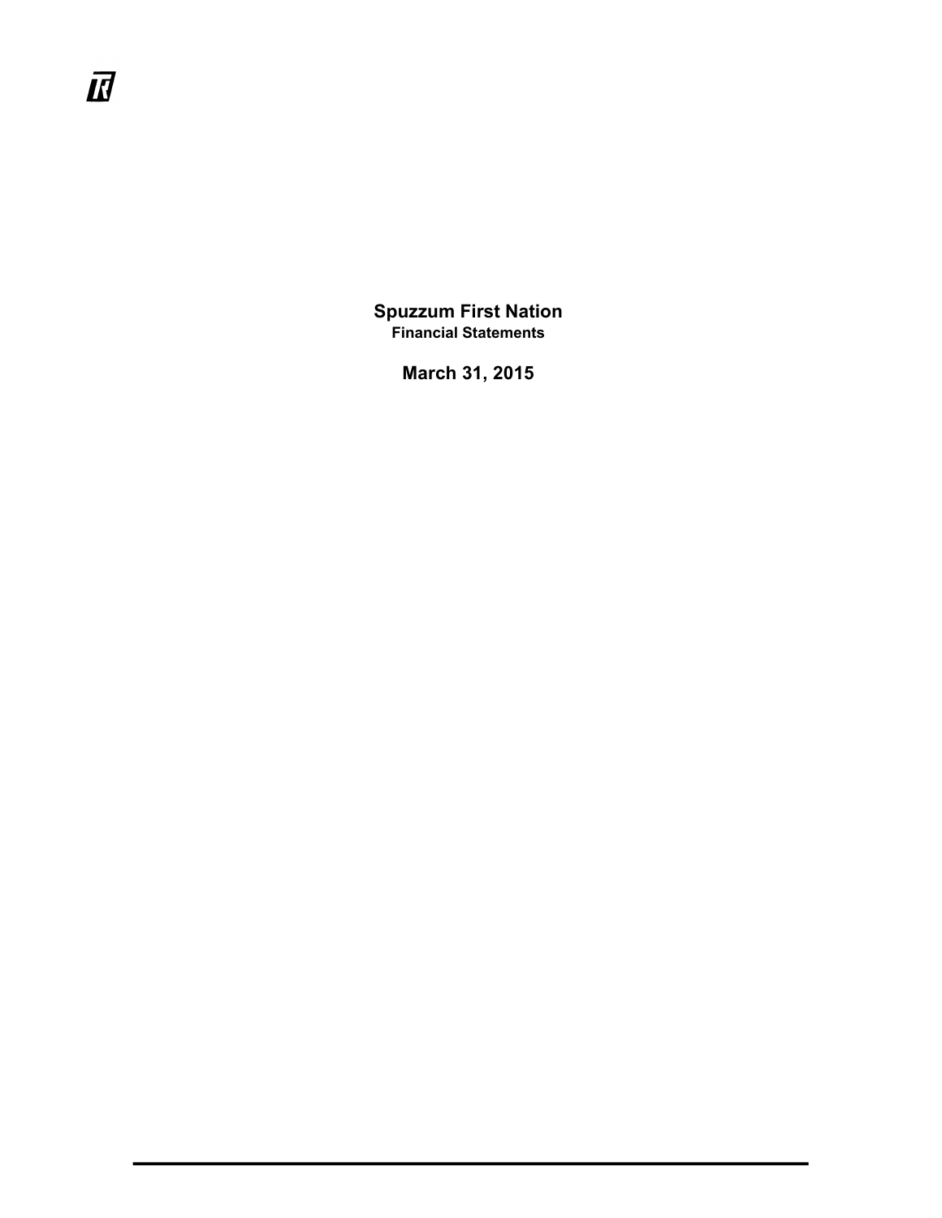# Spuzzum First Nation

**Financial Statements**

**March 31, 2015**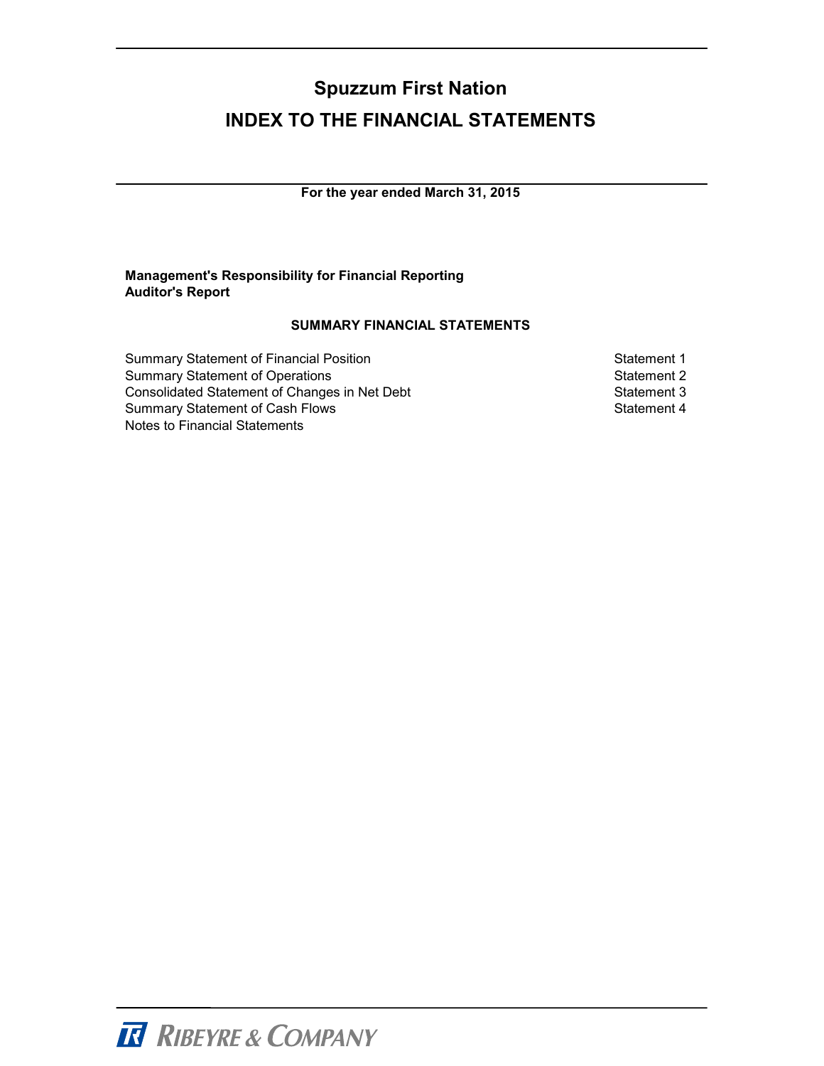# Spuzzum First Nation

# INDEX TO THE FINANCIAL STATEMENTS

**For the year ended March 31, 2015**

**Management's Responsibility for Financial Reporting**
**Auditor's Report**

## SUMMARY FINANCIAL STATEMENTS

| | |
|---|---|
| Summary Statement of Financial Position | Statement 1 |
| Summary Statement of Operations | Statement 2 |
| Consolidated Statement of Changes in Net Debt | Statement 3 |
| Summary Statement of Cash Flows | Statement 4 |
| Notes to Financial Statements | |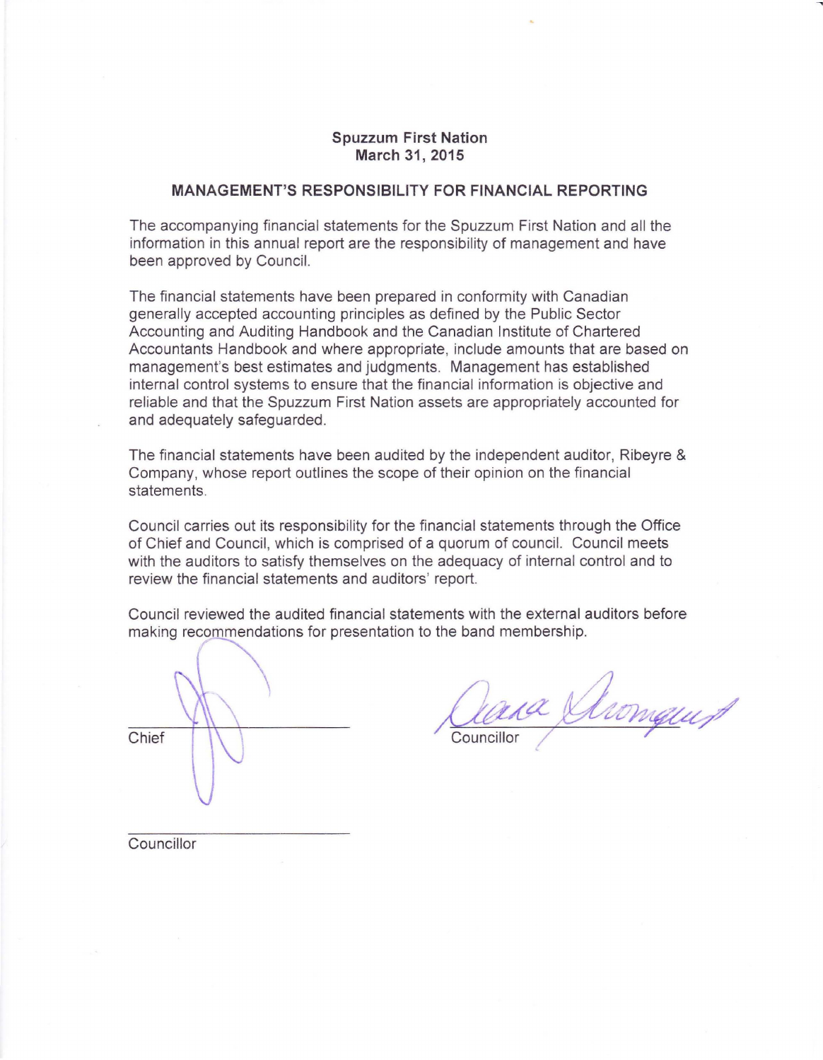**Spuzzum First Nation**
**March 31, 2015**

## MANAGEMENT'S RESPONSIBILITY FOR FINANCIAL REPORTING

The accompanying financial statements for the Spuzzum First Nation and all the information in this annual report are the responsibility of management and have been approved by Council.

The financial statements have been prepared in conformity with Canadian generally accepted accounting principles as defined by the Public Sector Accounting and Auditing Handbook and the Canadian Institute of Chartered Accountants Handbook and where appropriate, include amounts that are based on management's best estimates and judgments. Management has established internal control systems to ensure that the financial information is objective and reliable and that the Spuzzum First Nation assets are appropriately accounted for and adequately safeguarded.

The financial statements have been audited by the independent auditor, Ribeyre & Company, whose report outlines the scope of their opinion on the financial statements.

Council carries out its responsibility for the financial statements through the Office of Chief and Council, which is comprised of a quorum of council. Council meets with the auditors to satisfy themselves on the adequacy of internal control and to review the financial statements and auditors' report.

Council reviewed the audited financial statements with the external auditors before making recommendations for presentation to the band membership.

Chief

Councillor

Councillor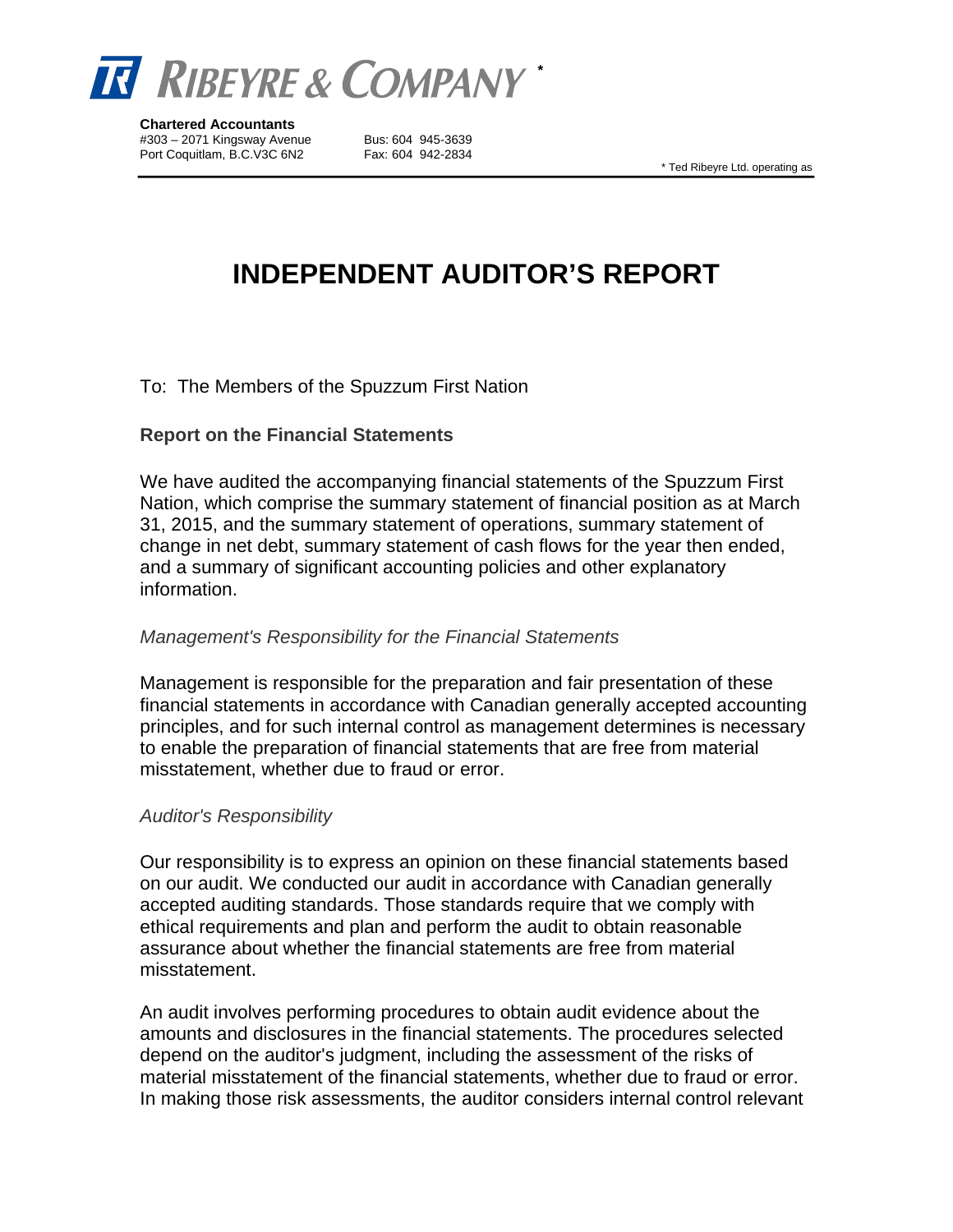# RIBEYRE & COMPANY *

**Chartered Accountants**
#303 – 2071 Kingsway Avenue
Port Coquitlam, B.C.V3C 6N2

Bus: 604 945-3639
Fax: 604 942-2834

* Ted Ribeyre Ltd. operating as

# INDEPENDENT AUDITOR'S REPORT

To: The Members of the Spuzzum First Nation

**Report on the Financial Statements**

We have audited the accompanying financial statements of the Spuzzum First Nation, which comprise the summary statement of financial position as at March 31, 2015, and the summary statement of operations, summary statement of change in net debt, summary statement of cash flows for the year then ended, and a summary of significant accounting policies and other explanatory information.

*Management's Responsibility for the Financial Statements*

Management is responsible for the preparation and fair presentation of these financial statements in accordance with Canadian generally accepted accounting principles, and for such internal control as management determines is necessary to enable the preparation of financial statements that are free from material misstatement, whether due to fraud or error.

*Auditor's Responsibility*

Our responsibility is to express an opinion on these financial statements based on our audit. We conducted our audit in accordance with Canadian generally accepted auditing standards. Those standards require that we comply with ethical requirements and plan and perform the audit to obtain reasonable assurance about whether the financial statements are free from material misstatement.

An audit involves performing procedures to obtain audit evidence about the amounts and disclosures in the financial statements. The procedures selected depend on the auditor's judgment, including the assessment of the risks of material misstatement of the financial statements, whether due to fraud or error. In making those risk assessments, the auditor considers internal control relevant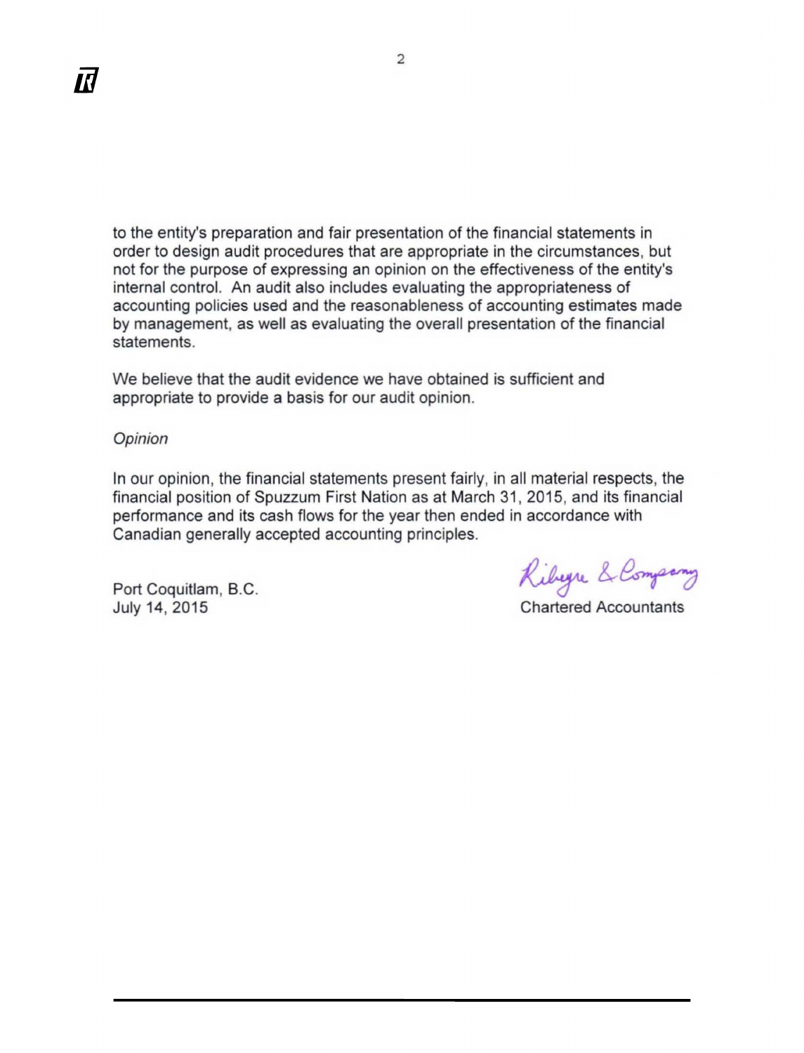to the entity's preparation and fair presentation of the financial statements in order to design audit procedures that are appropriate in the circumstances, but not for the purpose of expressing an opinion on the effectiveness of the entity's internal control. An audit also includes evaluating the appropriateness of accounting policies used and the reasonableness of accounting estimates made by management, as well as evaluating the overall presentation of the financial statements.

We believe that the audit evidence we have obtained is sufficient and appropriate to provide a basis for our audit opinion.

*Opinion*

In our opinion, the financial statements present fairly, in all material respects, the financial position of Spuzzum First Nation as at March 31, 2015, and its financial performance and its cash flows for the year then ended in accordance with Canadian generally accepted accounting principles.

Port Coquitlam, B.C.
July 14, 2015

Ribeyre & Company
Chartered Accountants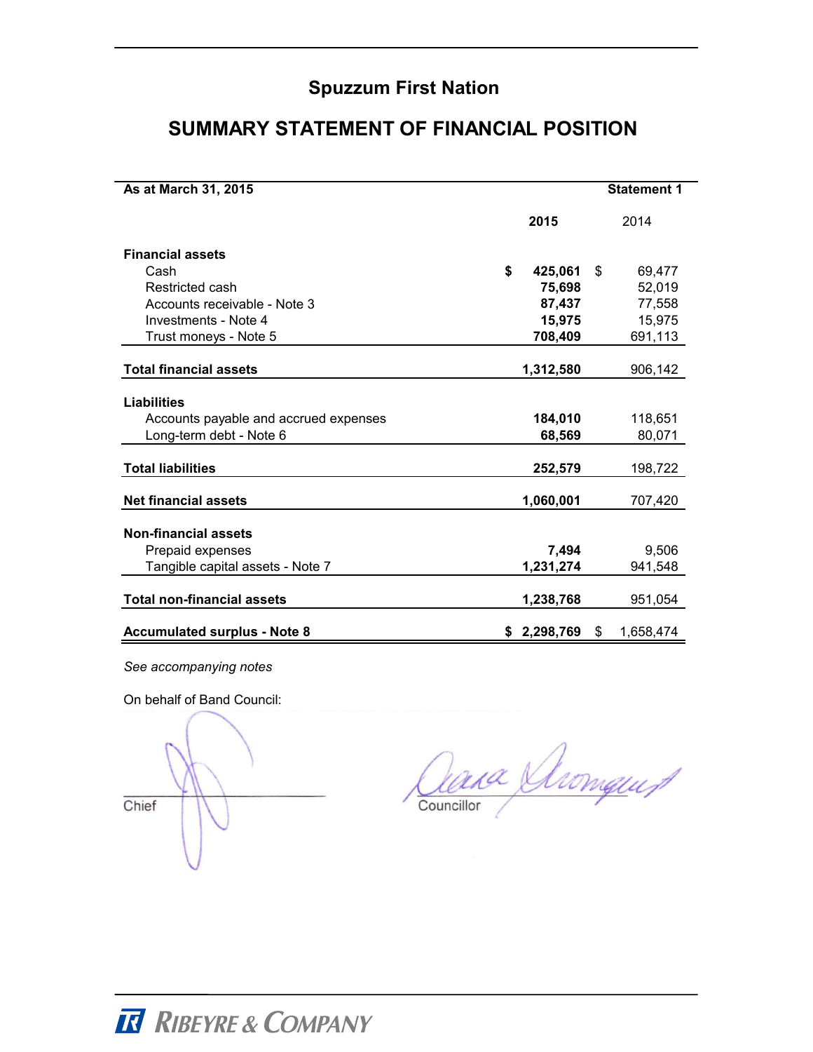# Spuzzum First Nation

## SUMMARY STATEMENT OF FINANCIAL POSITION

| As at March 31, 2015 | | Statement 1 |
|---|---|---|
| | **2015** | 2014 |
| **Financial assets** | | |
| Cash | **$ 425,061** | $ 69,477 |
| Restricted cash | **75,698** | 52,019 |
| Accounts receivable - Note 3 | **87,437** | 77,558 |
| Investments - Note 4 | **15,975** | 15,975 |
| Trust moneys - Note 5 | **708,409** | 691,113 |
| **Total financial assets** | **1,312,580** | 906,142 |
| **Liabilities** | | |
| Accounts payable and accrued expenses | **184,010** | 118,651 |
| Long-term debt - Note 6 | **68,569** | 80,071 |
| **Total liabilities** | **252,579** | 198,722 |
| **Net financial assets** | **1,060,001** | 707,420 |
| **Non-financial assets** | | |
| Prepaid expenses | **7,494** | 9,506 |
| Tangible capital assets - Note 7 | **1,231,274** | 941,548 |
| **Total non-financial assets** | **1,238,768** | 951,054 |
| **Accumulated surplus - Note 8** | **$ 2,298,769** | $ 1,658,474 |

*See accompanying notes*

On behalf of Band Council:

Chief

Councillor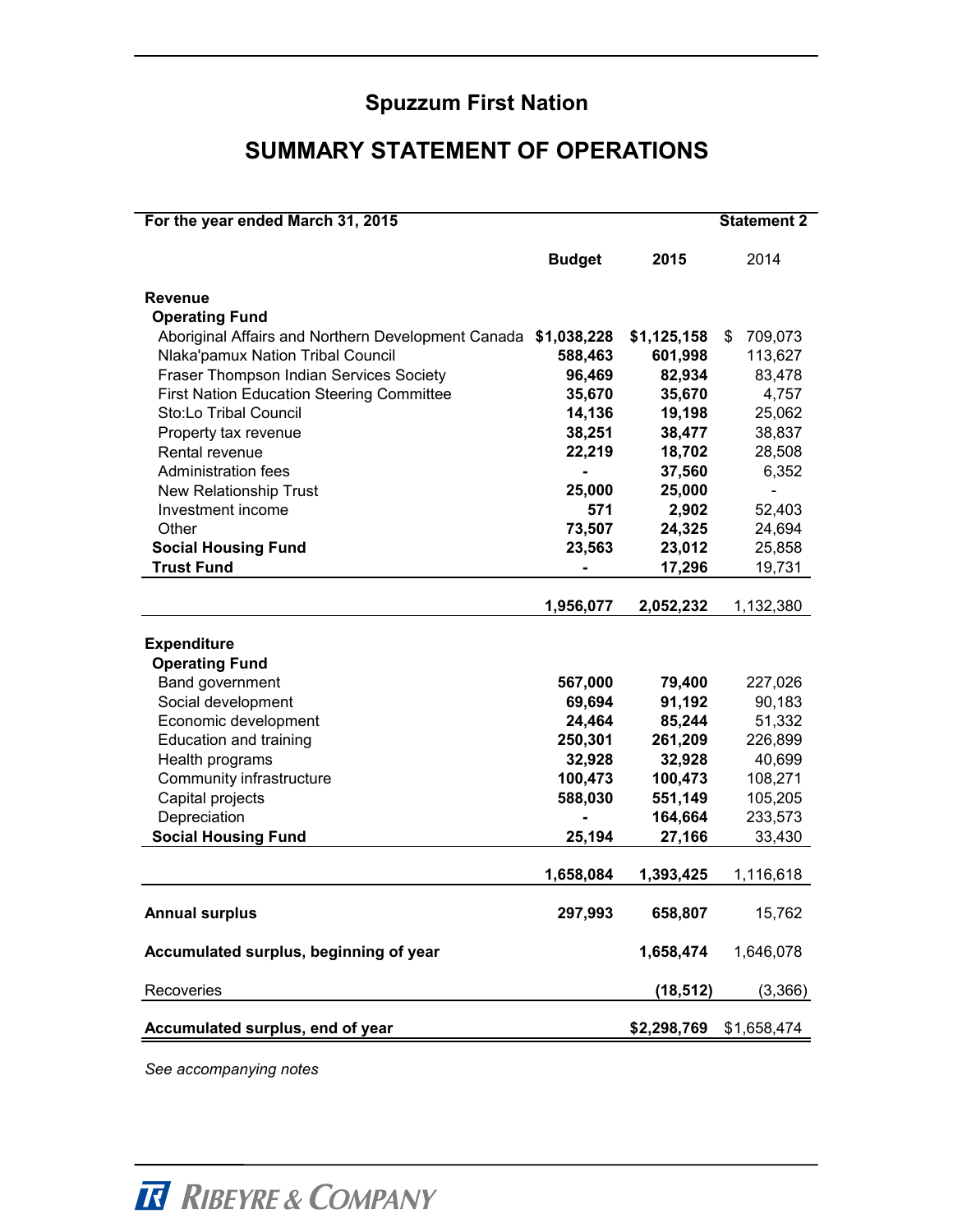# Spuzzum First Nation

## SUMMARY STATEMENT OF OPERATIONS

| For the year ended March 31, 2015 | | | Statement 2 |
|---|---|---|---|
| | **Budget** | **2015** | 2014 |
| **Revenue** | | | |
| **Operating Fund** | | | |
| Aboriginal Affairs and Northern Development Canada | **$1,038,228** | **$1,125,158** | $ 709,073 |
| Nlaka'pamux Nation Tribal Council | **588,463** | **601,998** | 113,627 |
| Fraser Thompson Indian Services Society | **96,469** | **82,934** | 83,478 |
| First Nation Education Steering Committee | **35,670** | **35,670** | 4,757 |
| Sto:Lo Tribal Council | **14,136** | **19,198** | 25,062 |
| Property tax revenue | **38,251** | **38,477** | 38,837 |
| Rental revenue | **22,219** | **18,702** | 28,508 |
| Administration fees | **-** | **37,560** | 6,352 |
| New Relationship Trust | **25,000** | **25,000** | - |
| Investment income | **571** | **2,902** | 52,403 |
| Other | **73,507** | **24,325** | 24,694 |
| **Social Housing Fund** | **23,563** | **23,012** | 25,858 |
| **Trust Fund** | **-** | **17,296** | 19,731 |
| | **1,956,077** | **2,052,232** | 1,132,380 |
| **Expenditure** | | | |
| **Operating Fund** | | | |
| Band government | **567,000** | **79,400** | 227,026 |
| Social development | **69,694** | **91,192** | 90,183 |
| Economic development | **24,464** | **85,244** | 51,332 |
| Education and training | **250,301** | **261,209** | 226,899 |
| Health programs | **32,928** | **32,928** | 40,699 |
| Community infrastructure | **100,473** | **100,473** | 108,271 |
| Capital projects | **588,030** | **551,149** | 105,205 |
| Depreciation | **-** | **164,664** | 233,573 |
| **Social Housing Fund** | **25,194** | **27,166** | 33,430 |
| | **1,658,084** | **1,393,425** | 1,116,618 |
| **Annual surplus** | **297,993** | **658,807** | 15,762 |
| **Accumulated surplus, beginning of year** | | **1,658,474** | 1,646,078 |
| Recoveries | | **(18,512)** | (3,366) |
| **Accumulated surplus, end of year** | | **$2,298,769** | $1,658,474 |

*See accompanying notes*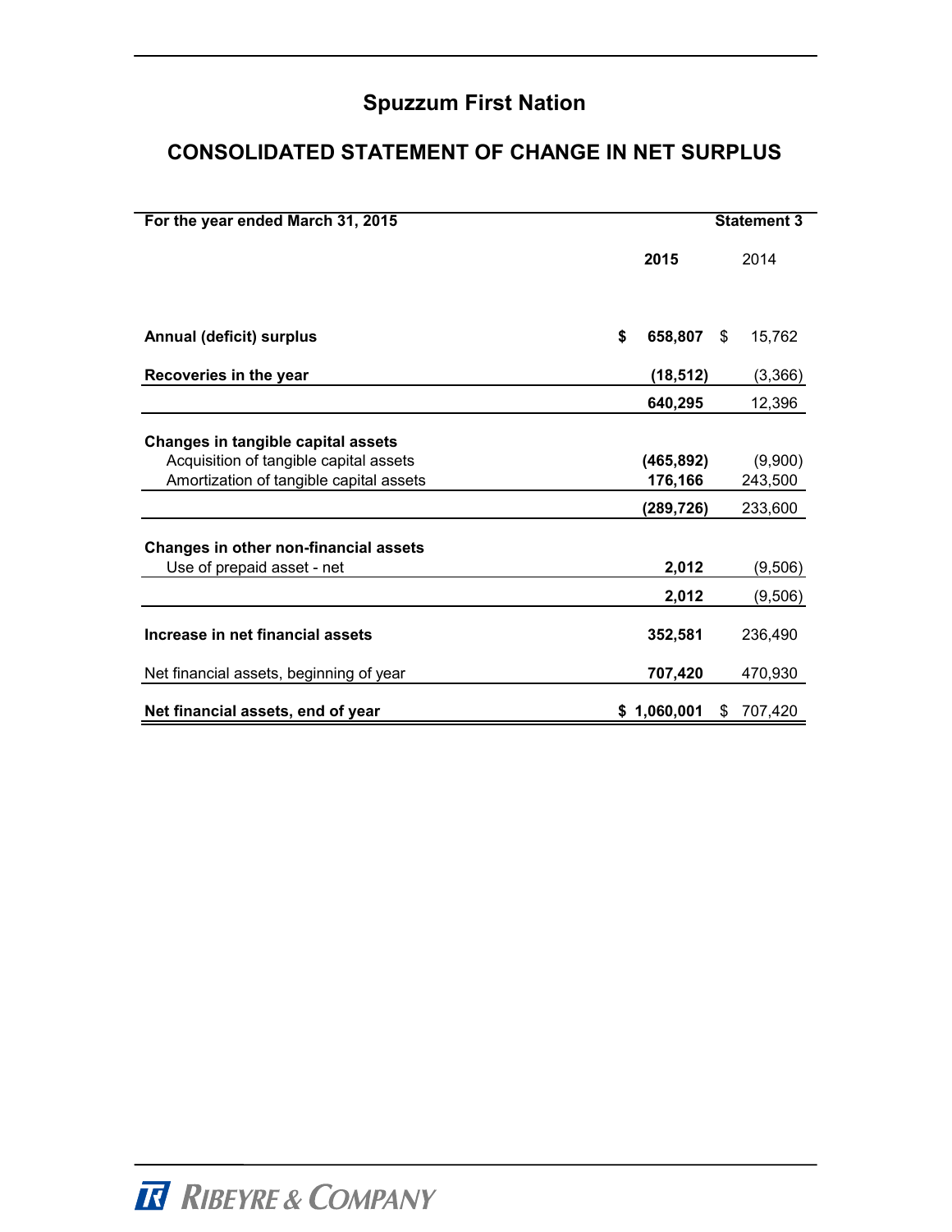# Spuzzum First Nation

## CONSOLIDATED STATEMENT OF CHANGE IN NET SURPLUS

| For the year ended March 31, 2015 | | Statement 3 |
|---|---|---|
| | **2015** | 2014 |
| **Annual (deficit) surplus** | **$ 658,807** | $ 15,762 |
| **Recoveries in the year** | **(18,512)** | (3,366) |
| | **640,295** | 12,396 |
| **Changes in tangible capital assets** | | |
| Acquisition of tangible capital assets | **(465,892)** | (9,900) |
| Amortization of tangible capital assets | **176,166** | 243,500 |
| | **(289,726)** | 233,600 |
| **Changes in other non-financial assets** | | |
| Use of prepaid asset - net | **2,012** | (9,506) |
| | **2,012** | (9,506) |
| **Increase in net financial assets** | **352,581** | 236,490 |
| Net financial assets, beginning of year | **707,420** | 470,930 |
| **Net financial assets, end of year** | **$ 1,060,001** | $ 707,420 |

RIBEYRE & COMPANY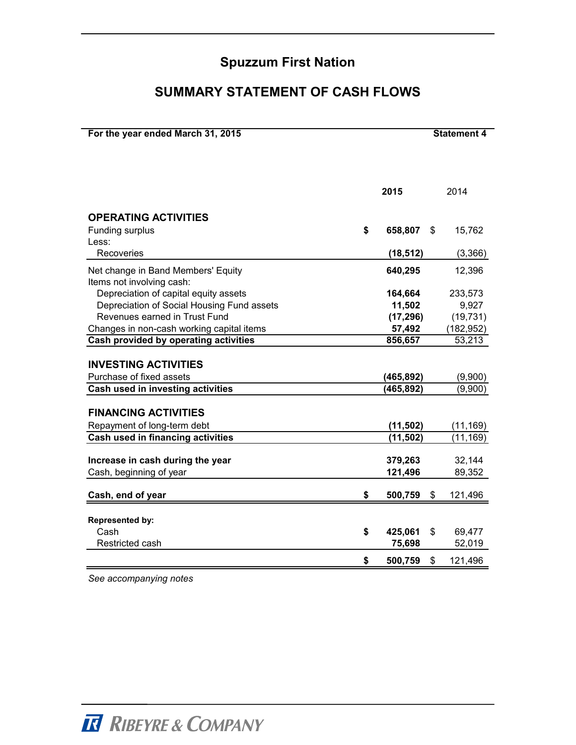# Spuzzum First Nation

## SUMMARY STATEMENT OF CASH FLOWS

**For the year ended March 31, 2015** **Statement 4**

| | **2015** | 2014 |
|---|---|---|
| **OPERATING ACTIVITIES** | | |
| Funding surplus | **$ 658,807** | $ 15,762 |
| Less: | | |
| Recoveries | **(18,512)** | (3,366) |
| Net change in Band Members' Equity | **640,295** | 12,396 |
| Items not involving cash: | | |
| Depreciation of capital equity assets | **164,664** | 233,573 |
| Depreciation of Social Housing Fund assets | **11,502** | 9,927 |
| Revenues earned in Trust Fund | **(17,296)** | (19,731) |
| Changes in non-cash working capital items | **57,492** | (182,952) |
| **Cash provided by operating activities** | **856,657** | 53,213 |
| **INVESTING ACTIVITIES** | | |
| Purchase of fixed assets | **(465,892)** | (9,900) |
| **Cash used in investing activities** | **(465,892)** | (9,900) |
| **FINANCING ACTIVITIES** | | |
| Repayment of long-term debt | **(11,502)** | (11,169) |
| **Cash used in financing activities** | **(11,502)** | (11,169) |
| **Increase in cash during the year** | **379,263** | 32,144 |
| Cash, beginning of year | **121,496** | 89,352 |
| **Cash, end of year** | **$ 500,759** | $ 121,496 |
| **Represented by:** | | |
| Cash | **$ 425,061** | $ 69,477 |
| Restricted cash | **75,698** | 52,019 |
| | **$ 500,759** | $ 121,496 |

*See accompanying notes*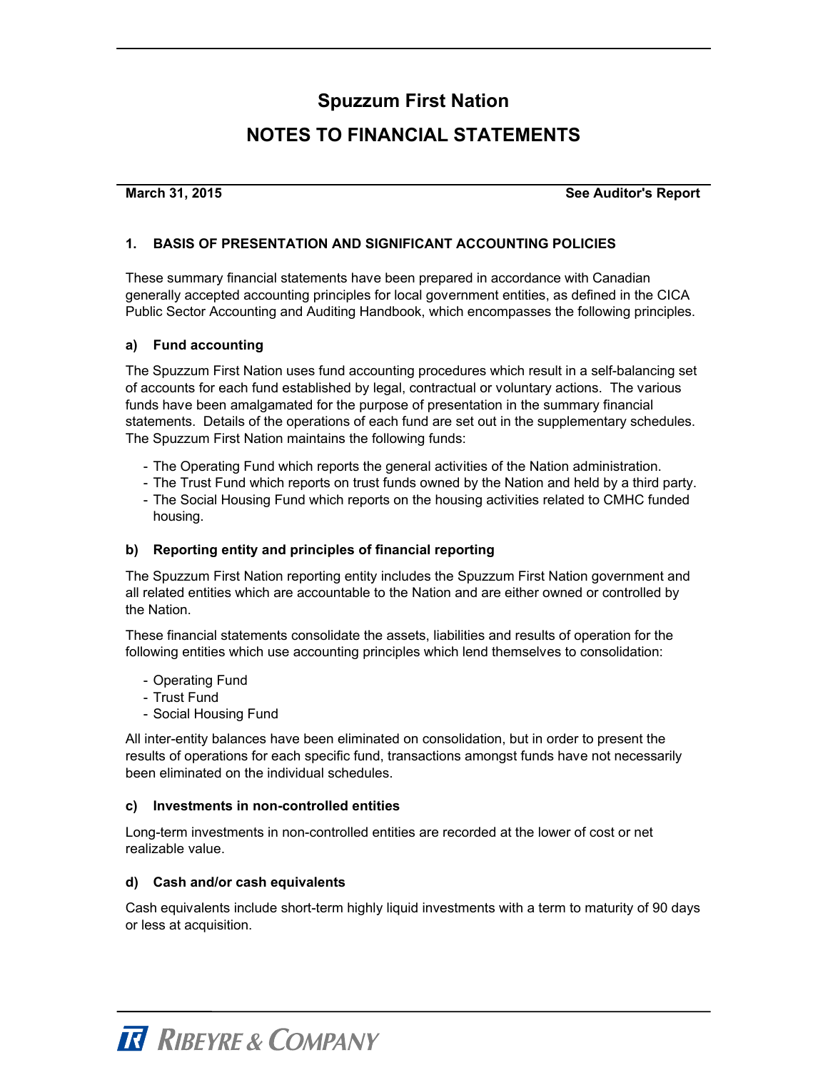# Spuzzum First Nation

# NOTES TO FINANCIAL STATEMENTS

**March 31, 2015** **See Auditor's Report**

### 1. BASIS OF PRESENTATION AND SIGNIFICANT ACCOUNTING POLICIES

These summary financial statements have been prepared in accordance with Canadian generally accepted accounting principles for local government entities, as defined in the CICA Public Sector Accounting and Auditing Handbook, which encompasses the following principles.

#### a) Fund accounting

The Spuzzum First Nation uses fund accounting procedures which result in a self-balancing set of accounts for each fund established by legal, contractual or voluntary actions. The various funds have been amalgamated for the purpose of presentation in the summary financial statements. Details of the operations of each fund are set out in the supplementary schedules. The Spuzzum First Nation maintains the following funds:

- The Operating Fund which reports the general activities of the Nation administration.
- The Trust Fund which reports on trust funds owned by the Nation and held by a third party.
- The Social Housing Fund which reports on the housing activities related to CMHC funded housing.

#### b) Reporting entity and principles of financial reporting

The Spuzzum First Nation reporting entity includes the Spuzzum First Nation government and all related entities which are accountable to the Nation and are either owned or controlled by the Nation.

These financial statements consolidate the assets, liabilities and results of operation for the following entities which use accounting principles which lend themselves to consolidation:

- Operating Fund
- Trust Fund
- Social Housing Fund

All inter-entity balances have been eliminated on consolidation, but in order to present the results of operations for each specific fund, transactions amongst funds have not necessarily been eliminated on the individual schedules.

#### c) Investments in non-controlled entities

Long-term investments in non-controlled entities are recorded at the lower of cost or net realizable value.

#### d) Cash and/or cash equivalents

Cash equivalents include short-term highly liquid investments with a term to maturity of 90 days or less at acquisition.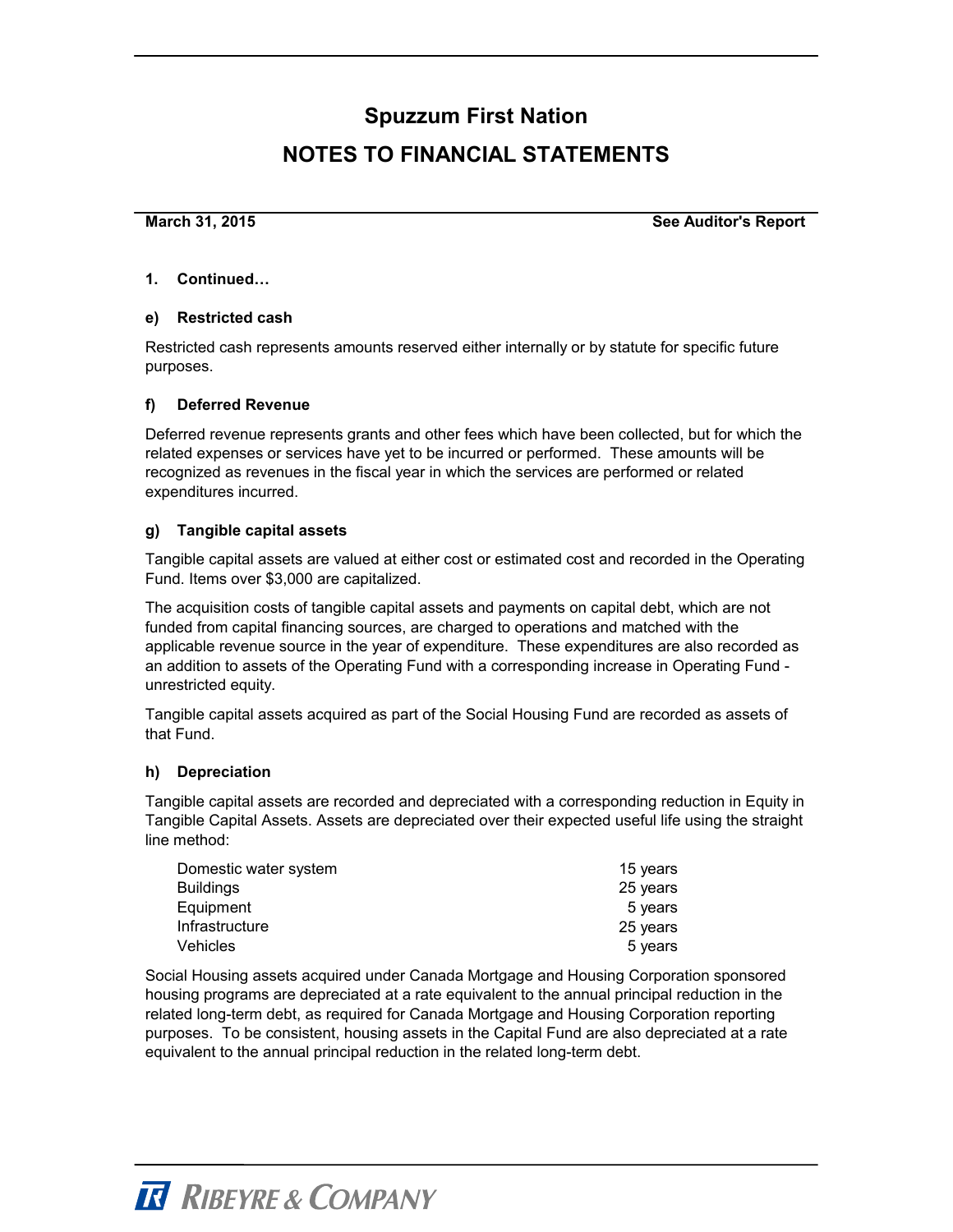# Spuzzum First Nation

## NOTES TO FINANCIAL STATEMENTS

**March 31, 2015** **See Auditor's Report**

**1. Continued…**

**e) Restricted cash**

Restricted cash represents amounts reserved either internally or by statute for specific future purposes.

**f) Deferred Revenue**

Deferred revenue represents grants and other fees which have been collected, but for which the related expenses or services have yet to be incurred or performed. These amounts will be recognized as revenues in the fiscal year in which the services are performed or related expenditures incurred.

**g) Tangible capital assets**

Tangible capital assets are valued at either cost or estimated cost and recorded in the Operating Fund. Items over $3,000 are capitalized.

The acquisition costs of tangible capital assets and payments on capital debt, which are not funded from capital financing sources, are charged to operations and matched with the applicable revenue source in the year of expenditure. These expenditures are also recorded as an addition to assets of the Operating Fund with a corresponding increase in Operating Fund - unrestricted equity.

Tangible capital assets acquired as part of the Social Housing Fund are recorded as assets of that Fund.

**h) Depreciation**

Tangible capital assets are recorded and depreciated with a corresponding reduction in Equity in Tangible Capital Assets. Assets are depreciated over their expected useful life using the straight line method:

| | |
|---|---|
| Domestic water system | 15 years |
| Buildings | 25 years |
| Equipment | 5 years |
| Infrastructure | 25 years |
| Vehicles | 5 years |

Social Housing assets acquired under Canada Mortgage and Housing Corporation sponsored housing programs are depreciated at a rate equivalent to the annual principal reduction in the related long-term debt, as required for Canada Mortgage and Housing Corporation reporting purposes. To be consistent, housing assets in the Capital Fund are also depreciated at a rate equivalent to the annual principal reduction in the related long-term debt.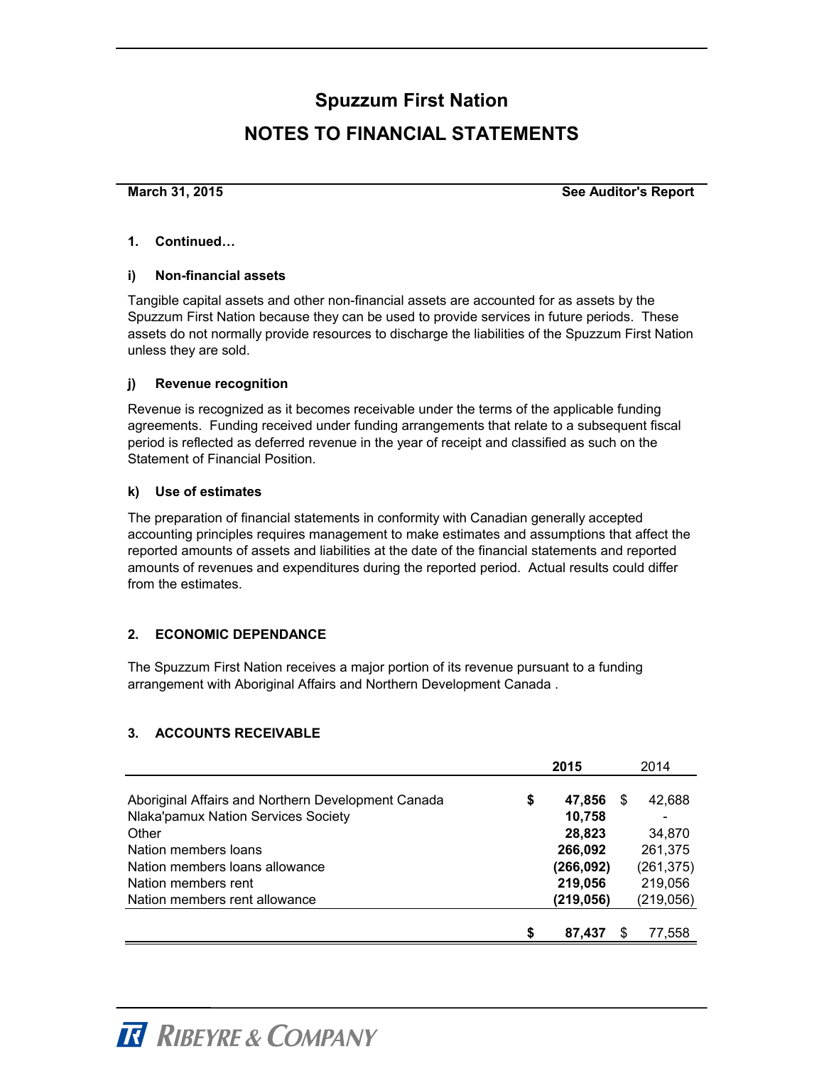# Spuzzum First Nation

# NOTES TO FINANCIAL STATEMENTS

**March 31, 2015** **See Auditor's Report**

**1. Continued…**

**i) Non-financial assets**

Tangible capital assets and other non-financial assets are accounted for as assets by the Spuzzum First Nation because they can be used to provide services in future periods. These assets do not normally provide resources to discharge the liabilities of the Spuzzum First Nation unless they are sold.

**j) Revenue recognition**

Revenue is recognized as it becomes receivable under the terms of the applicable funding agreements. Funding received under funding arrangements that relate to a subsequent fiscal period is reflected as deferred revenue in the year of receipt and classified as such on the Statement of Financial Position.

**k) Use of estimates**

The preparation of financial statements in conformity with Canadian generally accepted accounting principles requires management to make estimates and assumptions that affect the reported amounts of assets and liabilities at the date of the financial statements and reported amounts of revenues and expenditures during the reported period. Actual results could differ from the estimates.

**2. ECONOMIC DEPENDANCE**

The Spuzzum First Nation receives a major portion of its revenue pursuant to a funding arrangement with Aboriginal Affairs and Northern Development Canada .

**3. ACCOUNTS RECEIVABLE**

| | **2015** | 2014 |
|---|---|---|
| Aboriginal Affairs and Northern Development Canada | **$ 47,856** | $ 42,688 |
| Nlaka'pamux Nation Services Society | **10,758** | - |
| Other | **28,823** | 34,870 |
| Nation members loans | **266,092** | 261,375 |
| Nation members loans allowance | **(266,092)** | (261,375) |
| Nation members rent | **219,056** | 219,056 |
| Nation members rent allowance | **(219,056)** | (219,056) |
| | **$ 87,437** | $ 77,558 |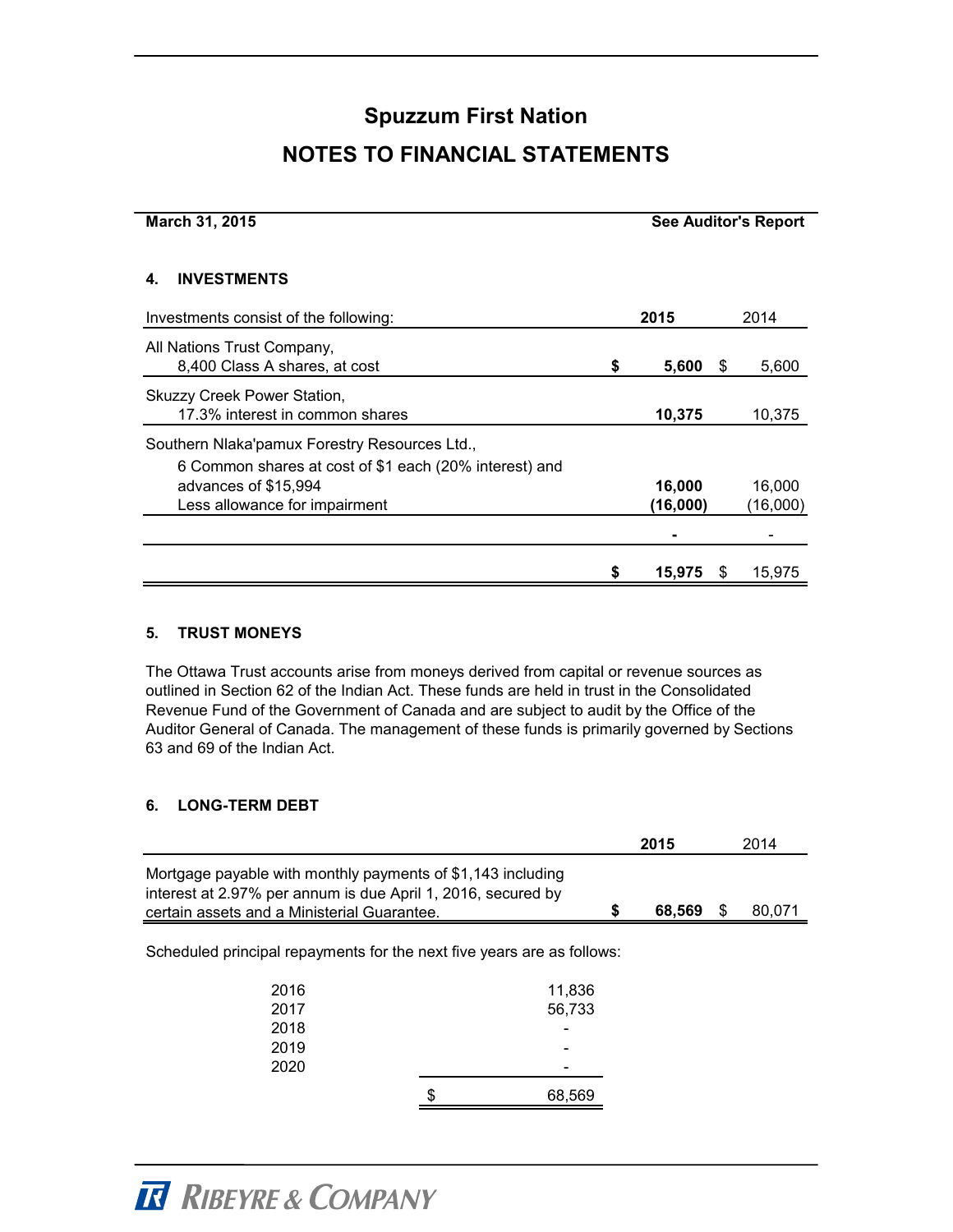# Spuzzum First Nation

## NOTES TO FINANCIAL STATEMENTS

**March 31, 2015** **See Auditor's Report**

### 4. INVESTMENTS

| Investments consist of the following: | 2015 | 2014 |
|---|---|---|
| All Nations Trust Company,<br>8,400 Class A shares, at cost | $ 5,600 | $ 5,600 |
| Skuzzy Creek Power Station,<br>17.3% interest in common shares | 10,375 | 10,375 |
| Southern Nlaka'pamux Forestry Resources Ltd.,<br>6 Common shares at cost of $1 each (20% interest) and advances of $15,994 | 16,000 | 16,000 |
| Less allowance for impairment | (16,000) | (16,000) |
| | - | - |
| | $ 15,975 | $ 15,975 |

### 5. TRUST MONEYS

The Ottawa Trust accounts arise from moneys derived from capital or revenue sources as outlined in Section 62 of the Indian Act. These funds are held in trust in the Consolidated Revenue Fund of the Government of Canada and are subject to audit by the Office of the Auditor General of Canada. The management of these funds is primarily governed by Sections 63 and 69 of the Indian Act.

### 6. LONG-TERM DEBT

| | 2015 | 2014 |
|---|---|---|
| Mortgage payable with monthly payments of $1,143 including interest at 2.97% per annum is due April 1, 2016, secured by certain assets and a Ministerial Guarantee. | $ 68,569 | $ 80,071 |

Scheduled principal repayments for the next five years are as follows:

| Year | Amount |
|---|---|
| 2016 | 11,836 |
| 2017 | 56,733 |
| 2018 | - |
| 2019 | - |
| 2020 | - |
| | $ 68,569 |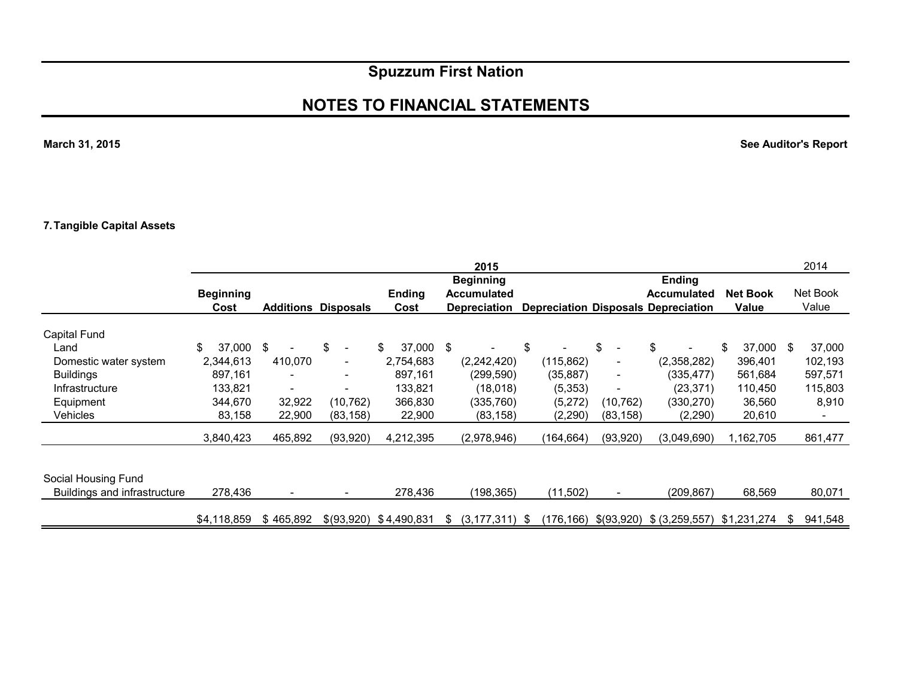# Spuzzum First Nation

## NOTES TO FINANCIAL STATEMENTS

**March 31, 2015** **See Auditor's Report**

### 7. Tangible Capital Assets

| | 2015 | | | | | | | | | 2014 |
|---|---|---|---|---|---|---|---|---|---|---|
| | **Beginning Cost** | **Additions** | **Disposals** | **Ending Cost** | **Beginning Accumulated Depreciation** | **Depreciation** | **Disposals** | **Ending Accumulated Depreciation** | **Net Book Value** | Net Book Value |
| Capital Fund | | | | | | | | | | |
| Land | $ 37,000 | $ - | $ - | $ 37,000 | $ - | $ - | $ - | $ - | $ 37,000 | $ 37,000 |
| Domestic water system | 2,344,613 | 410,070 | - | 2,754,683 | (2,242,420) | (115,862) | - | (2,358,282) | 396,401 | 102,193 |
| Buildings | 897,161 | - | - | 897,161 | (299,590) | (35,887) | - | (335,477) | 561,684 | 597,571 |
| Infrastructure | 133,821 | - | - | 133,821 | (18,018) | (5,353) | - | (23,371) | 110,450 | 115,803 |
| Equipment | 344,670 | 32,922 | (10,762) | 366,830 | (335,760) | (5,272) | (10,762) | (330,270) | 36,560 | 8,910 |
| Vehicles | 83,158 | 22,900 | (83,158) | 22,900 | (83,158) | (2,290) | (83,158) | (2,290) | 20,610 | - |
| | 3,840,423 | 465,892 | (93,920) | 4,212,395 | (2,978,946) | (164,664) | (93,920) | (3,049,690) | 1,162,705 | 861,477 |
| Social Housing Fund | | | | | | | | | | |
| Buildings and infrastructure | 278,436 | - | - | 278,436 | (198,365) | (11,502) | - | (209,867) | 68,569 | 80,071 |
| | $4,118,859 | $ 465,892 | $(93,920) | $ 4,490,831 | $ (3,177,311) | $ (176,166) | $(93,920) | $ (3,259,557) | $1,231,274 | $ 941,548 |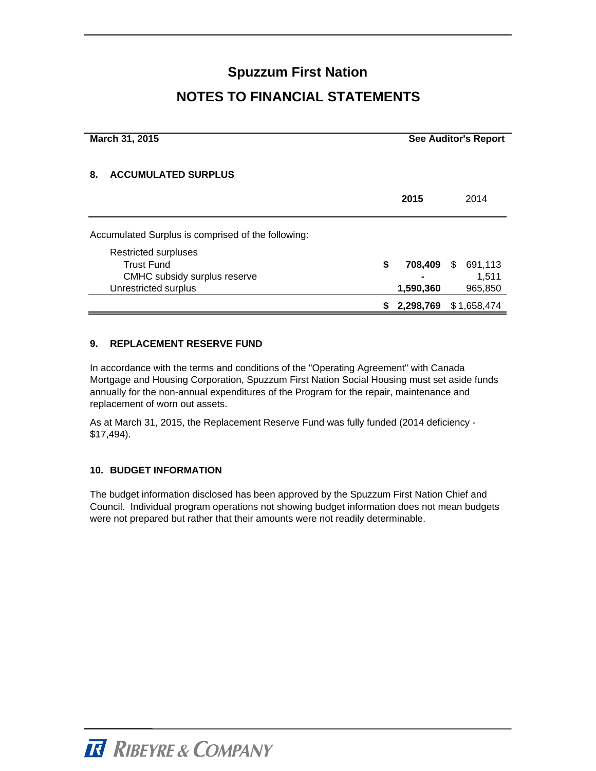# Spuzzum First Nation

## NOTES TO FINANCIAL STATEMENTS

**March 31, 2015** **See Auditor's Report**

### 8. ACCUMULATED SURPLUS

| | **2015** | 2014 |
|---|---|---|
| Accumulated Surplus is comprised of the following: | | |
| Restricted surpluses | | |
| Trust Fund | **$ 708,409** | $ 691,113 |
| CMHC subsidy surplus reserve | **-** | 1,511 |
| Unrestricted surplus | **1,590,360** | 965,850 |
| | **$ 2,298,769** | $ 1,658,474 |

### 9. REPLACEMENT RESERVE FUND

In accordance with the terms and conditions of the "Operating Agreement" with Canada Mortgage and Housing Corporation, Spuzzum First Nation Social Housing must set aside funds annually for the non-annual expenditures of the Program for the repair, maintenance and replacement of worn out assets.

As at March 31, 2015, the Replacement Reserve Fund was fully funded (2014 deficiency - $17,494).

### 10. BUDGET INFORMATION

The budget information disclosed has been approved by the Spuzzum First Nation Chief and Council. Individual program operations not showing budget information does not mean budgets were not prepared but rather that their amounts were not readily determinable.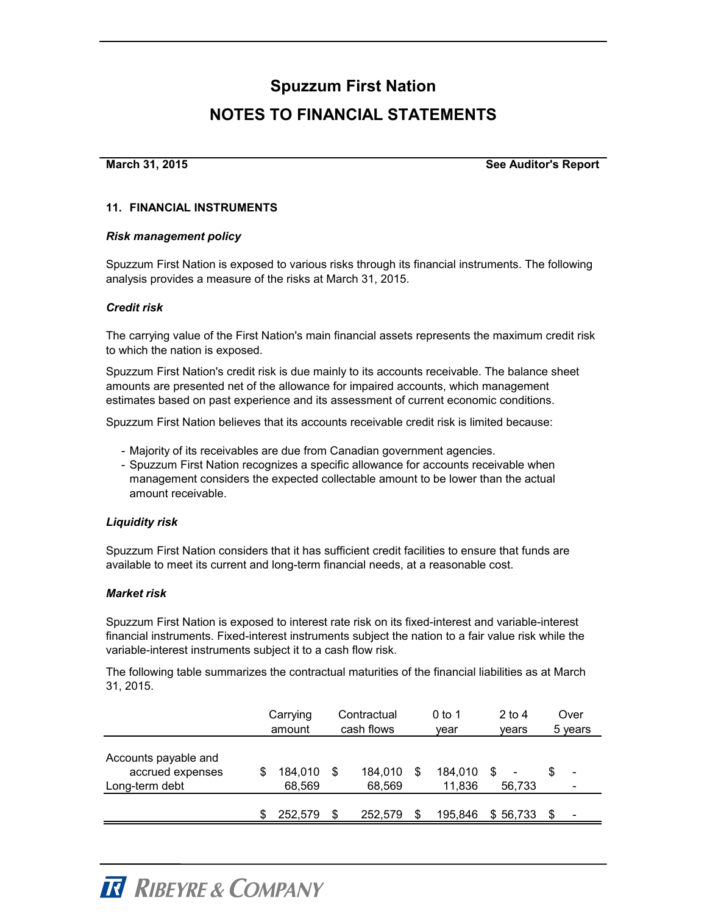# Spuzzum First Nation

## NOTES TO FINANCIAL STATEMENTS

**March 31, 2015** **See Auditor's Report**

### 11. FINANCIAL INSTRUMENTS

#### *Risk management policy*

Spuzzum First Nation is exposed to various risks through its financial instruments. The following analysis provides a measure of the risks at March 31, 2015.

#### *Credit risk*

The carrying value of the First Nation's main financial assets represents the maximum credit risk to which the nation is exposed.

Spuzzum First Nation's credit risk is due mainly to its accounts receivable. The balance sheet amounts are presented net of the allowance for impaired accounts, which management estimates based on past experience and its assessment of current economic conditions.

Spuzzum First Nation believes that its accounts receivable credit risk is limited because:

- Majority of its receivables are due from Canadian government agencies.
- Spuzzum First Nation recognizes a specific allowance for accounts receivable when management considers the expected collectable amount to be lower than the actual amount receivable.

#### *Liquidity risk*

Spuzzum First Nation considers that it has sufficient credit facilities to ensure that funds are available to meet its current and long-term financial needs, at a reasonable cost.

#### *Market risk*

Spuzzum First Nation is exposed to interest rate risk on its fixed-interest and variable-interest financial instruments. Fixed-interest instruments subject the nation to a fair value risk while the variable-interest instruments subject it to a cash flow risk.

The following table summarizes the contractual maturities of the financial liabilities as at March 31, 2015.

| | Carrying amount | Contractual cash flows | 0 to 1 year | 2 to 4 years | Over 5 years |
|---|---|---|---|---|---|
| Accounts payable and accrued expenses | $ 184,010 | $ 184,010 | $ 184,010 | $ - | $ - |
| Long-term debt | 68,569 | 68,569 | 11,836 | 56,733 | - |
| | $ 252,579 | $ 252,579 | $ 195,846 | $ 56,733 | $ - |